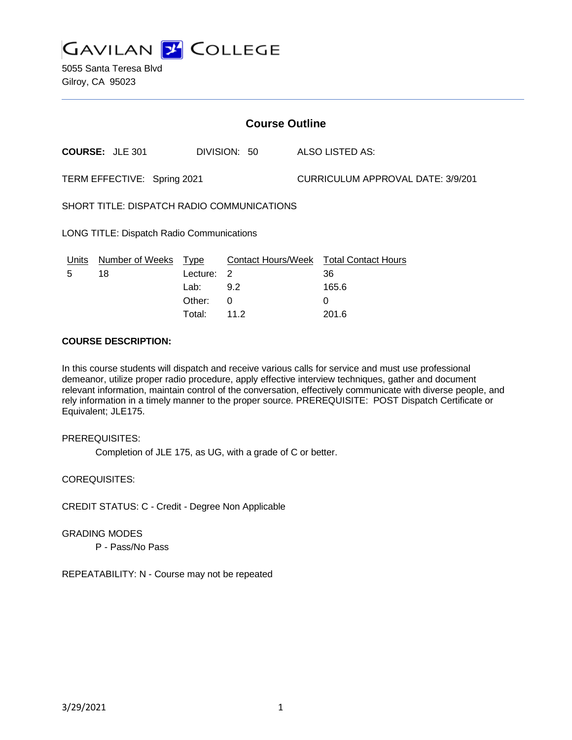# GAVILAN COLLEGE

5055 Santa Teresa Blvd
Gilroy, CA 95023

## Course Outline

**COURSE:** JLE 301 DIVISION: 50 ALSO LISTED AS:

TERM EFFECTIVE: Spring 2021 CURRICULUM APPROVAL DATE: 3/9/201

SHORT TITLE: DISPATCH RADIO COMMUNICATIONS

LONG TITLE: Dispatch Radio Communications

| Units | Number of Weeks | Type | Contact Hours/Week | Total Contact Hours |
|---|---|---|---|---|
| 5 | 18 | Lecture: | 2 | 36 |
| | | Lab: | 9.2 | 165.6 |
| | | Other: | 0 | 0 |
| | | Total: | 11.2 | 201.6 |

**COURSE DESCRIPTION:**

In this course students will dispatch and receive various calls for service and must use professional demeanor, utilize proper radio procedure, apply effective interview techniques, gather and document relevant information, maintain control of the conversation, effectively communicate with diverse people, and rely information in a timely manner to the proper source. PREREQUISITE: POST Dispatch Certificate or Equivalent; JLE175.

PREREQUISITES:

Completion of JLE 175, as UG, with a grade of C or better.

COREQUISITES:

CREDIT STATUS: C - Credit - Degree Non Applicable

GRADING MODES

P - Pass/No Pass

REPEATABILITY: N - Course may not be repeated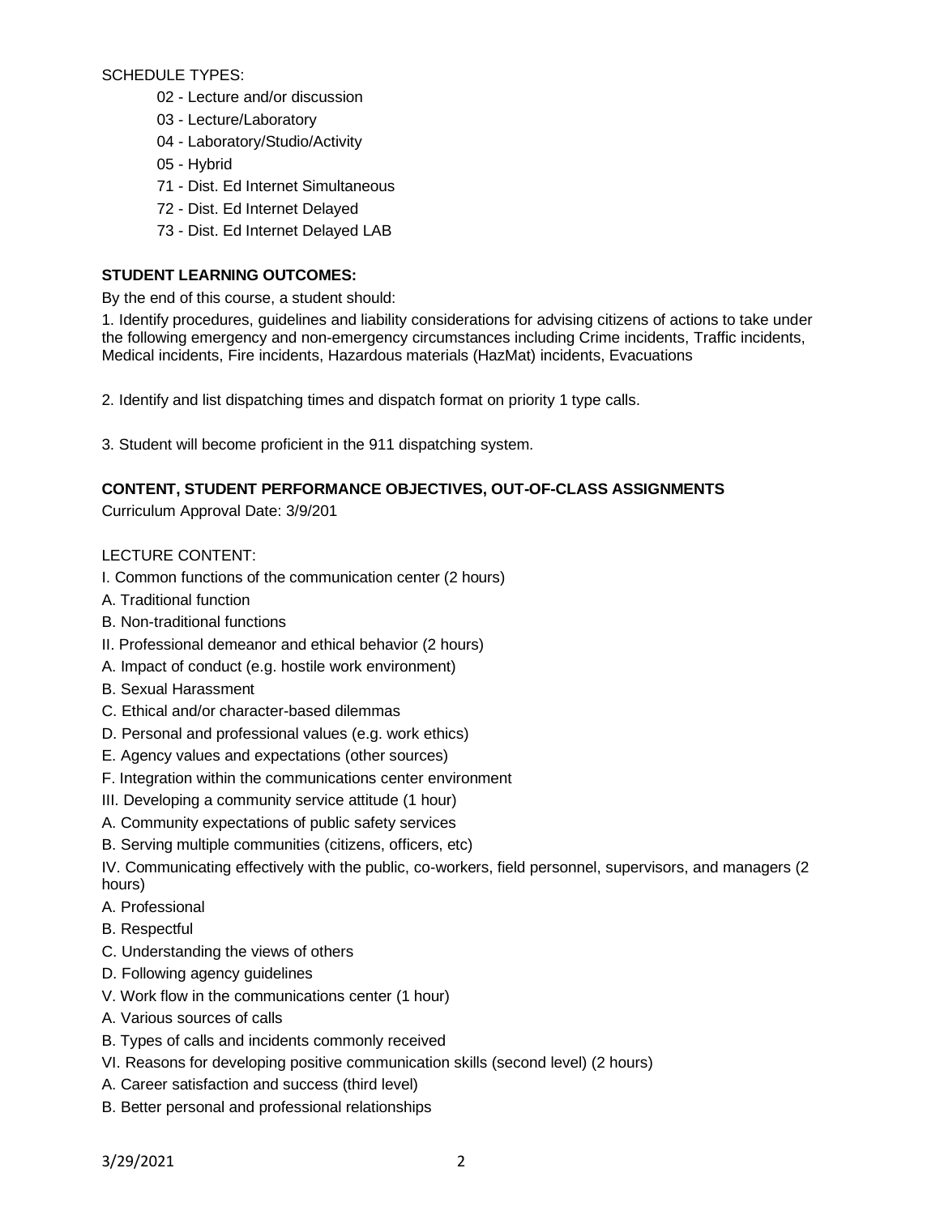SCHEDULE TYPES:

- 02 - Lecture and/or discussion
- 03 - Lecture/Laboratory
- 04 - Laboratory/Studio/Activity
- 05 - Hybrid
- 71 - Dist. Ed Internet Simultaneous
- 72 - Dist. Ed Internet Delayed
- 73 - Dist. Ed Internet Delayed LAB

**STUDENT LEARNING OUTCOMES:**

By the end of this course, a student should:

1. Identify procedures, guidelines and liability considerations for advising citizens of actions to take under the following emergency and non-emergency circumstances including Crime incidents, Traffic incidents, Medical incidents, Fire incidents, Hazardous materials (HazMat) incidents, Evacuations

2. Identify and list dispatching times and dispatch format on priority 1 type calls.

3. Student will become proficient in the 911 dispatching system.

**CONTENT, STUDENT PERFORMANCE OBJECTIVES, OUT-OF-CLASS ASSIGNMENTS**

Curriculum Approval Date: 3/9/201

LECTURE CONTENT:

I. Common functions of the communication center (2 hours)

A. Traditional function

B. Non-traditional functions

II. Professional demeanor and ethical behavior (2 hours)

A. Impact of conduct (e.g. hostile work environment)

B. Sexual Harassment

C. Ethical and/or character-based dilemmas

D. Personal and professional values (e.g. work ethics)

E. Agency values and expectations (other sources)

F. Integration within the communications center environment

III. Developing a community service attitude (1 hour)

A. Community expectations of public safety services

B. Serving multiple communities (citizens, officers, etc)

IV. Communicating effectively with the public, co-workers, field personnel, supervisors, and managers (2 hours)

A. Professional

B. Respectful

C. Understanding the views of others

D. Following agency guidelines

V. Work flow in the communications center (1 hour)

A. Various sources of calls

B. Types of calls and incidents commonly received

VI. Reasons for developing positive communication skills (second level) (2 hours)

A. Career satisfaction and success (third level)

B. Better personal and professional relationships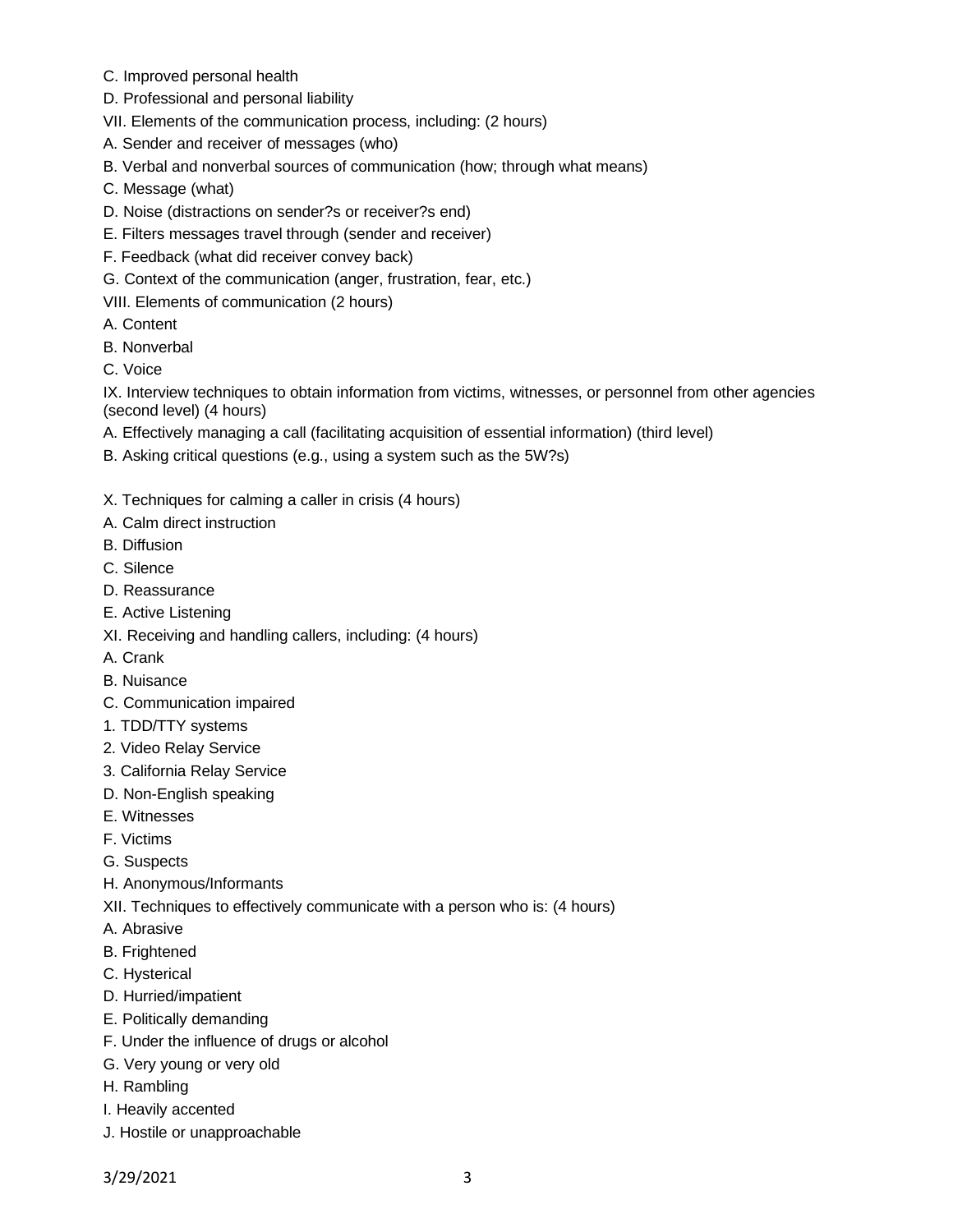C. Improved personal health

D. Professional and personal liability

VII. Elements of the communication process, including: (2 hours)

A. Sender and receiver of messages (who)

B. Verbal and nonverbal sources of communication (how; through what means)

C. Message (what)

D. Noise (distractions on sender?s or receiver?s end)

E. Filters messages travel through (sender and receiver)

F. Feedback (what did receiver convey back)

G. Context of the communication (anger, frustration, fear, etc.)

VIII. Elements of communication (2 hours)

A. Content

B. Nonverbal

C. Voice

IX. Interview techniques to obtain information from victims, witnesses, or personnel from other agencies (second level) (4 hours)

A. Effectively managing a call (facilitating acquisition of essential information) (third level)

B. Asking critical questions (e.g., using a system such as the 5W?s)

X. Techniques for calming a caller in crisis (4 hours)

A. Calm direct instruction

B. Diffusion

C. Silence

D. Reassurance

E. Active Listening

XI. Receiving and handling callers, including: (4 hours)

A. Crank

B. Nuisance

C. Communication impaired

1. TDD/TTY systems
2. Video Relay Service
3. California Relay Service

D. Non-English speaking

E. Witnesses

F. Victims

G. Suspects

H. Anonymous/Informants

XII. Techniques to effectively communicate with a person who is: (4 hours)

A. Abrasive

B. Frightened

C. Hysterical

D. Hurried/impatient

E. Politically demanding

F. Under the influence of drugs or alcohol

G. Very young or very old

H. Rambling

I. Heavily accented

J. Hostile or unapproachable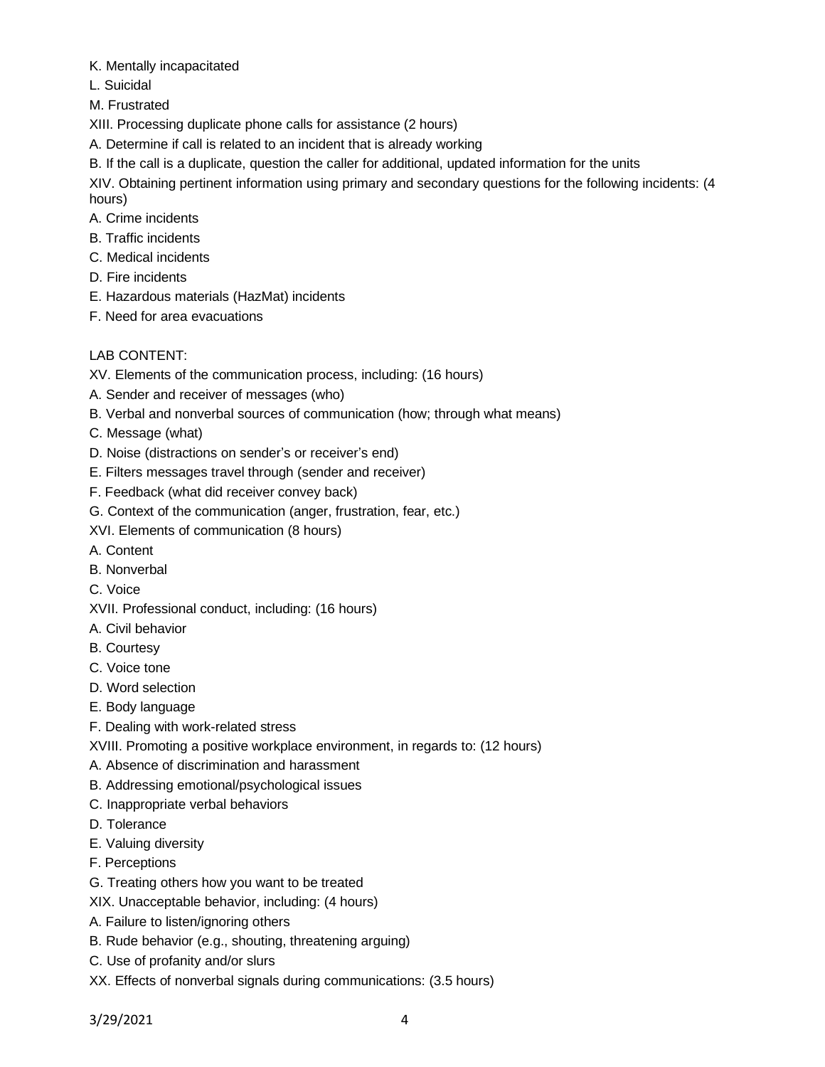K. Mentally incapacitated

L. Suicidal

M. Frustrated

XIII. Processing duplicate phone calls for assistance (2 hours)

A. Determine if call is related to an incident that is already working

B. If the call is a duplicate, question the caller for additional, updated information for the units

XIV. Obtaining pertinent information using primary and secondary questions for the following incidents: (4 hours)

A. Crime incidents

B. Traffic incidents

C. Medical incidents

D. Fire incidents

E. Hazardous materials (HazMat) incidents

F. Need for area evacuations

LAB CONTENT:

XV. Elements of the communication process, including: (16 hours)

A. Sender and receiver of messages (who)

B. Verbal and nonverbal sources of communication (how; through what means)

C. Message (what)

D. Noise (distractions on sender's or receiver's end)

E. Filters messages travel through (sender and receiver)

F. Feedback (what did receiver convey back)

G. Context of the communication (anger, frustration, fear, etc.)

XVI. Elements of communication (8 hours)

A. Content

B. Nonverbal

C. Voice

XVII. Professional conduct, including: (16 hours)

A. Civil behavior

B. Courtesy

C. Voice tone

D. Word selection

E. Body language

F. Dealing with work-related stress

XVIII. Promoting a positive workplace environment, in regards to: (12 hours)

A. Absence of discrimination and harassment

B. Addressing emotional/psychological issues

C. Inappropriate verbal behaviors

D. Tolerance

E. Valuing diversity

F. Perceptions

G. Treating others how you want to be treated

XIX. Unacceptable behavior, including: (4 hours)

A. Failure to listen/ignoring others

B. Rude behavior (e.g., shouting, threatening arguing)

C. Use of profanity and/or slurs

XX. Effects of nonverbal signals during communications: (3.5 hours)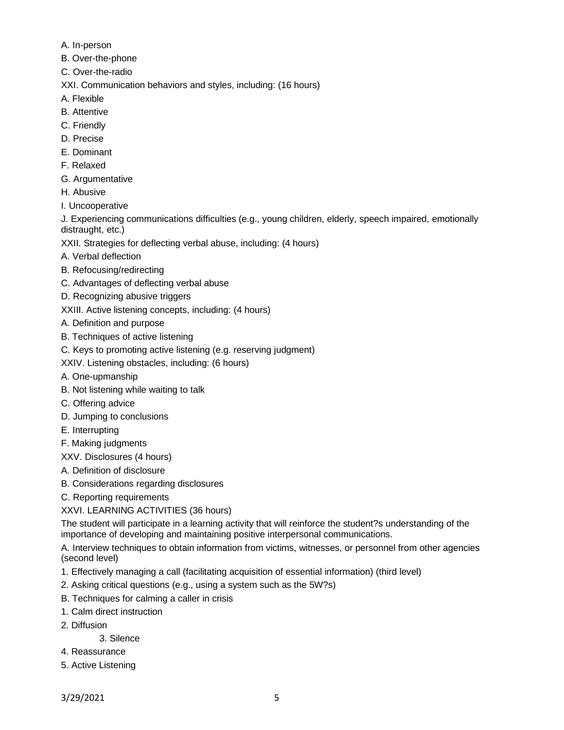A. In-person

B. Over-the-phone

C. Over-the-radio

XXI. Communication behaviors and styles, including: (16 hours)

A. Flexible

B. Attentive

C. Friendly

D. Precise

E. Dominant

F. Relaxed

G. Argumentative

H. Abusive

I. Uncooperative

J. Experiencing communications difficulties (e.g., young children, elderly, speech impaired, emotionally distraught, etc.)

XXII. Strategies for deflecting verbal abuse, including: (4 hours)

A. Verbal deflection

B. Refocusing/redirecting

C. Advantages of deflecting verbal abuse

D. Recognizing abusive triggers

XXIII. Active listening concepts, including: (4 hours)

A. Definition and purpose

B. Techniques of active listening

C. Keys to promoting active listening (e.g. reserving judgment)

XXIV. Listening obstacles, including: (6 hours)

A. One-upmanship

B. Not listening while waiting to talk

C. Offering advice

D. Jumping to conclusions

E. Interrupting

F. Making judgments

XXV. Disclosures (4 hours)

A. Definition of disclosure

B. Considerations regarding disclosures

C. Reporting requirements

XXVI. LEARNING ACTIVITIES (36 hours)

The student will participate in a learning activity that will reinforce the student?s understanding of the importance of developing and maintaining positive interpersonal communications.

A. Interview techniques to obtain information from victims, witnesses, or personnel from other agencies (second level)

1. Effectively managing a call (facilitating acquisition of essential information) (third level)
2. Asking critical questions (e.g., using a system such as the 5W?s)

B. Techniques for calming a caller in crisis

1. Calm direct instruction
2. Diffusion
3. Silence
4. Reassurance
5. Active Listening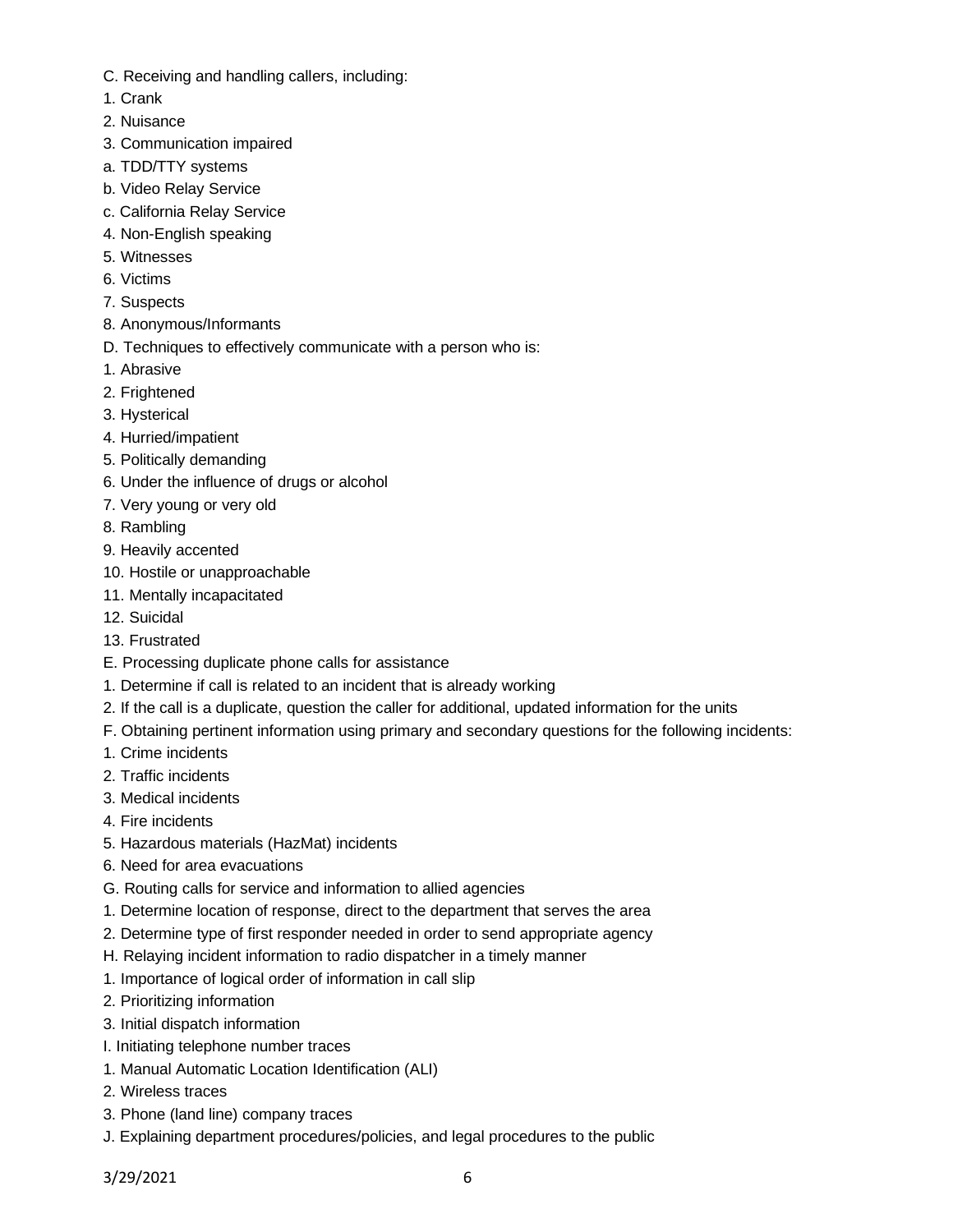C. Receiving and handling callers, including:
1. Crank
2. Nuisance
3. Communication impaired
a. TDD/TTY systems
b. Video Relay Service
c. California Relay Service
4. Non-English speaking
5. Witnesses
6. Victims
7. Suspects
8. Anonymous/Informants
D. Techniques to effectively communicate with a person who is:
1. Abrasive
2. Frightened
3. Hysterical
4. Hurried/impatient
5. Politically demanding
6. Under the influence of drugs or alcohol
7. Very young or very old
8. Rambling
9. Heavily accented
10. Hostile or unapproachable
11. Mentally incapacitated
12. Suicidal
13. Frustrated
E. Processing duplicate phone calls for assistance
1. Determine if call is related to an incident that is already working
2. If the call is a duplicate, question the caller for additional, updated information for the units
F. Obtaining pertinent information using primary and secondary questions for the following incidents:
1. Crime incidents
2. Traffic incidents
3. Medical incidents
4. Fire incidents
5. Hazardous materials (HazMat) incidents
6. Need for area evacuations
G. Routing calls for service and information to allied agencies
1. Determine location of response, direct to the department that serves the area
2. Determine type of first responder needed in order to send appropriate agency
H. Relaying incident information to radio dispatcher in a timely manner
1. Importance of logical order of information in call slip
2. Prioritizing information
3. Initial dispatch information
I. Initiating telephone number traces
1. Manual Automatic Location Identification (ALI)
2. Wireless traces
3. Phone (land line) company traces
J. Explaining department procedures/policies, and legal procedures to the public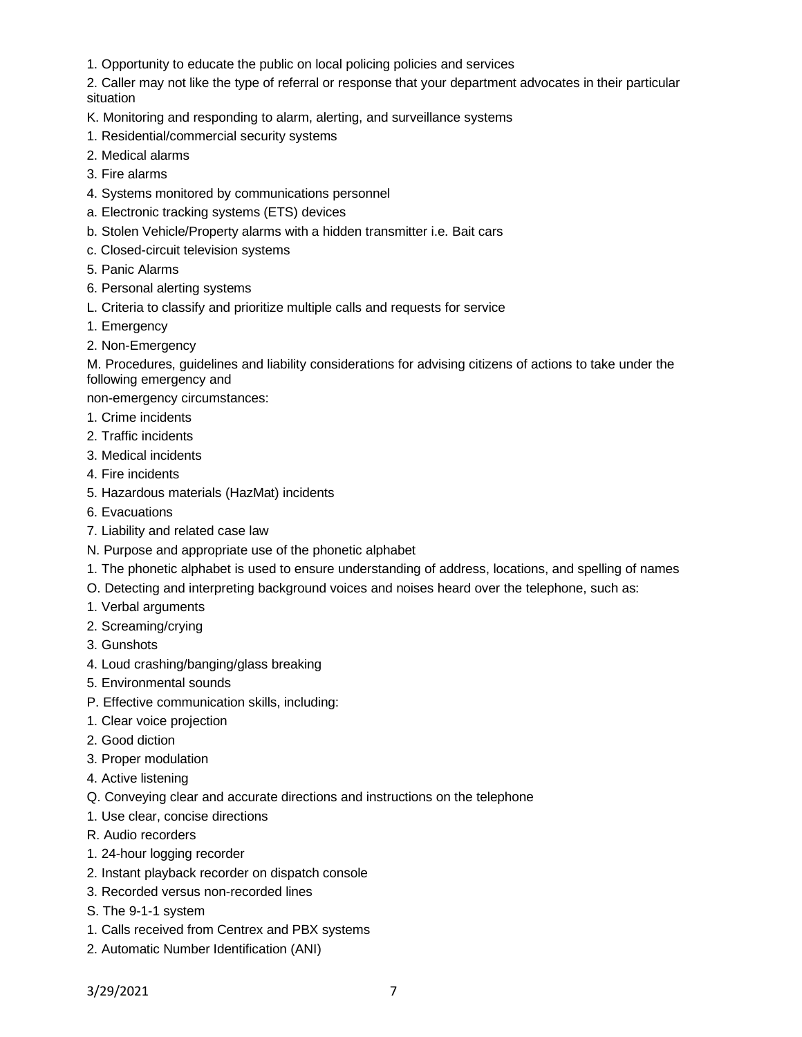1. Opportunity to educate the public on local policing policies and services

2. Caller may not like the type of referral or response that your department advocates in their particular situation

K. Monitoring and responding to alarm, alerting, and surveillance systems

1. Residential/commercial security systems

2. Medical alarms

3. Fire alarms

4. Systems monitored by communications personnel

a. Electronic tracking systems (ETS) devices

b. Stolen Vehicle/Property alarms with a hidden transmitter i.e. Bait cars

c. Closed-circuit television systems

5. Panic Alarms

6. Personal alerting systems

L. Criteria to classify and prioritize multiple calls and requests for service

1. Emergency

2. Non-Emergency

M. Procedures, guidelines and liability considerations for advising citizens of actions to take under the following emergency and

non-emergency circumstances:

1. Crime incidents

2. Traffic incidents

3. Medical incidents

4. Fire incidents

5. Hazardous materials (HazMat) incidents

6. Evacuations

7. Liability and related case law

N. Purpose and appropriate use of the phonetic alphabet

1. The phonetic alphabet is used to ensure understanding of address, locations, and spelling of names

O. Detecting and interpreting background voices and noises heard over the telephone, such as:

1. Verbal arguments

2. Screaming/crying

3. Gunshots

4. Loud crashing/banging/glass breaking

5. Environmental sounds

P. Effective communication skills, including:

1. Clear voice projection

2. Good diction

3. Proper modulation

4. Active listening

Q. Conveying clear and accurate directions and instructions on the telephone

1. Use clear, concise directions

R. Audio recorders

1. 24-hour logging recorder

2. Instant playback recorder on dispatch console

3. Recorded versus non-recorded lines

S. The 9-1-1 system

1. Calls received from Centrex and PBX systems

2. Automatic Number Identification (ANI)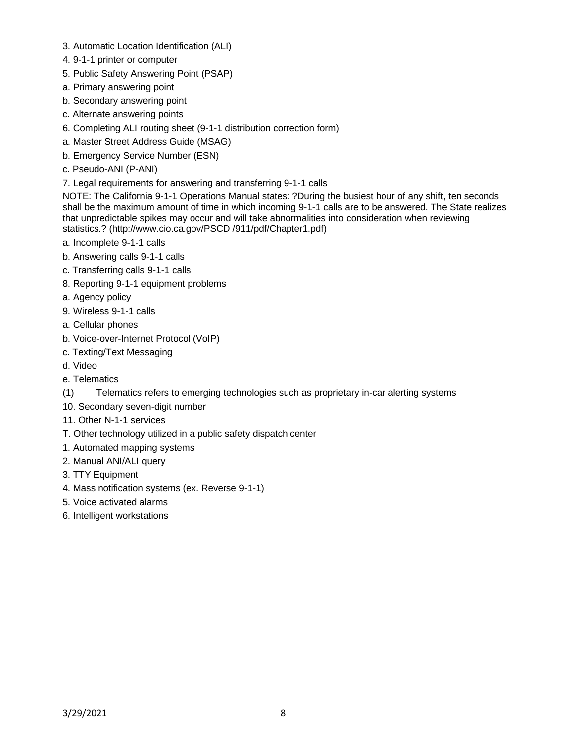3. Automatic Location Identification (ALI)
4. 9-1-1 printer or computer
5. Public Safety Answering Point (PSAP)
a. Primary answering point
b. Secondary answering point
c. Alternate answering points
6. Completing ALI routing sheet (9-1-1 distribution correction form)
a. Master Street Address Guide (MSAG)
b. Emergency Service Number (ESN)
c. Pseudo-ANI (P-ANI)
7. Legal requirements for answering and transferring 9-1-1 calls

NOTE: The California 9-1-1 Operations Manual states: ?During the busiest hour of any shift, ten seconds shall be the maximum amount of time in which incoming 9-1-1 calls are to be answered. The State realizes that unpredictable spikes may occur and will take abnormalities into consideration when reviewing statistics.? (http://www.cio.ca.gov/PSCD /911/pdf/Chapter1.pdf)

a. Incomplete 9-1-1 calls
b. Answering calls 9-1-1 calls
c. Transferring calls 9-1-1 calls
8. Reporting 9-1-1 equipment problems
a. Agency policy
9. Wireless 9-1-1 calls
a. Cellular phones
b. Voice-over-Internet Protocol (VoIP)
c. Texting/Text Messaging
d. Video
e. Telematics
(1) Telematics refers to emerging technologies such as proprietary in-car alerting systems
10. Secondary seven-digit number
11. Other N-1-1 services
T. Other technology utilized in a public safety dispatch center
1. Automated mapping systems
2. Manual ANI/ALI query
3. TTY Equipment
4. Mass notification systems (ex. Reverse 9-1-1)
5. Voice activated alarms
6. Intelligent workstations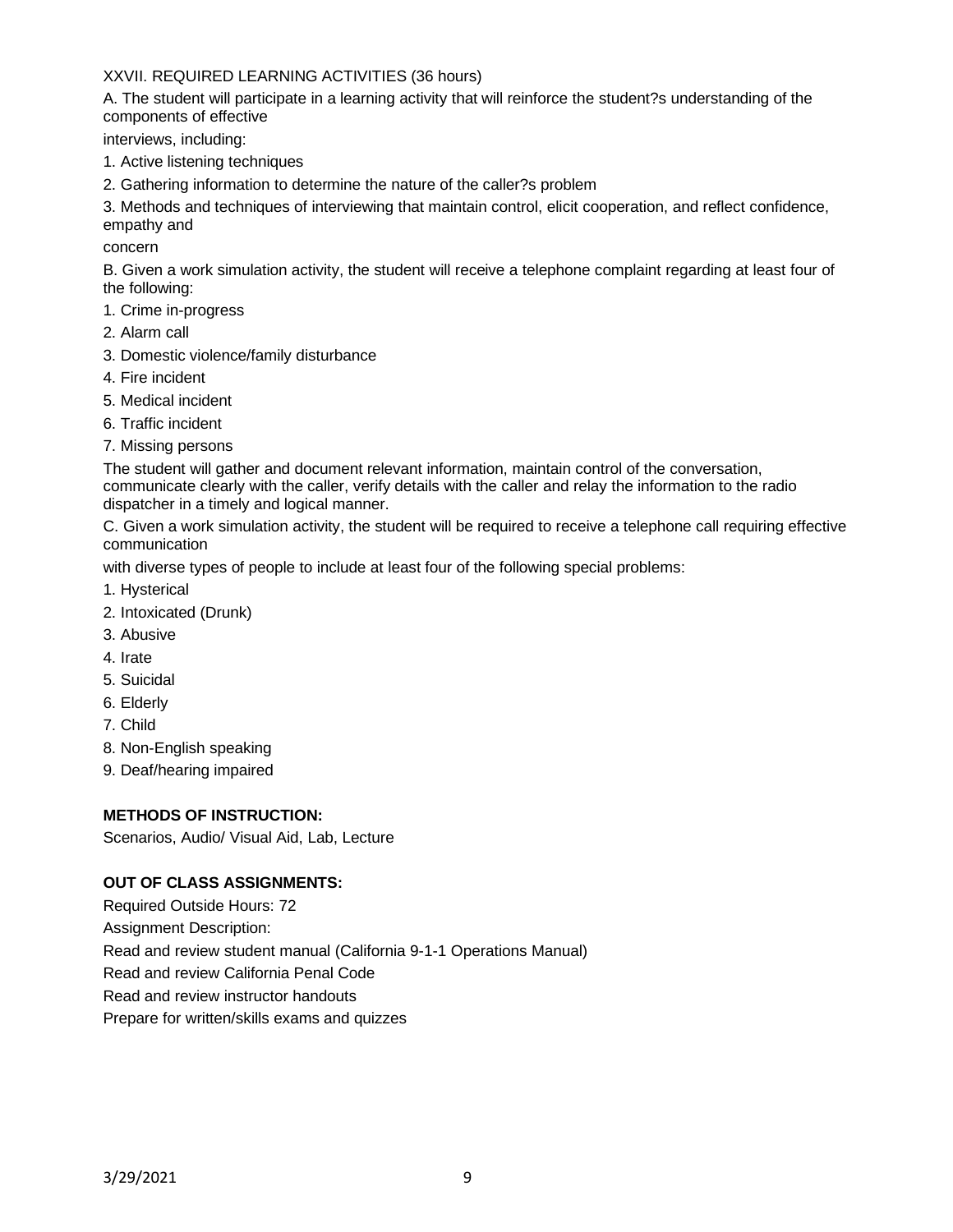XXVII. REQUIRED LEARNING ACTIVITIES (36 hours)

A. The student will participate in a learning activity that will reinforce the student?s understanding of the components of effective interviews, including:

1. Active listening techniques
2. Gathering information to determine the nature of the caller?s problem
3. Methods and techniques of interviewing that maintain control, elicit cooperation, and reflect confidence, empathy and concern

B. Given a work simulation activity, the student will receive a telephone complaint regarding at least four of the following:

1. Crime in-progress
2. Alarm call
3. Domestic violence/family disturbance
4. Fire incident
5. Medical incident
6. Traffic incident
7. Missing persons

The student will gather and document relevant information, maintain control of the conversation, communicate clearly with the caller, verify details with the caller and relay the information to the radio dispatcher in a timely and logical manner.

C. Given a work simulation activity, the student will be required to receive a telephone call requiring effective communication with diverse types of people to include at least four of the following special problems:

1. Hysterical
2. Intoxicated (Drunk)
3. Abusive
4. Irate
5. Suicidal
6. Elderly
7. Child
8. Non-English speaking
9. Deaf/hearing impaired

**METHODS OF INSTRUCTION:**

Scenarios, Audio/ Visual Aid, Lab, Lecture

**OUT OF CLASS ASSIGNMENTS:**

Required Outside Hours: 72

Assignment Description:

Read and review student manual (California 9-1-1 Operations Manual)

Read and review California Penal Code

Read and review instructor handouts

Prepare for written/skills exams and quizzes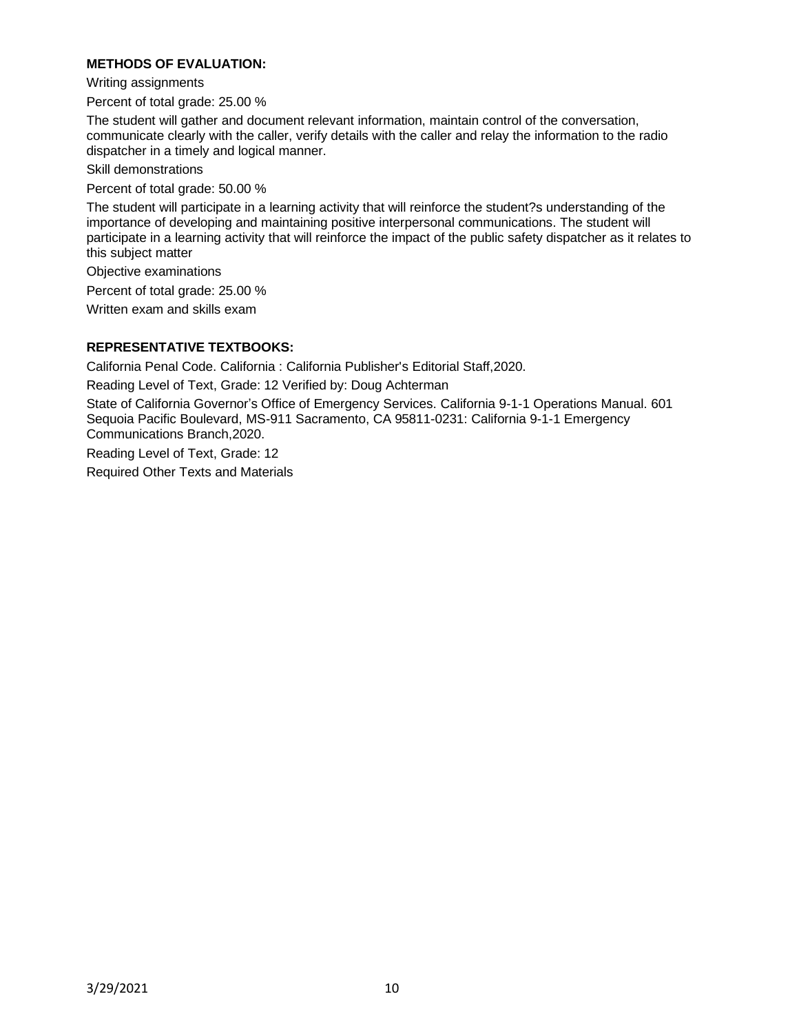**METHODS OF EVALUATION:**

Writing assignments

Percent of total grade: 25.00 %

The student will gather and document relevant information, maintain control of the conversation, communicate clearly with the caller, verify details with the caller and relay the information to the radio dispatcher in a timely and logical manner.

Skill demonstrations

Percent of total grade: 50.00 %

The student will participate in a learning activity that will reinforce the student?s understanding of the importance of developing and maintaining positive interpersonal communications. The student will participate in a learning activity that will reinforce the impact of the public safety dispatcher as it relates to this subject matter

Objective examinations

Percent of total grade: 25.00 %

Written exam and skills exam

**REPRESENTATIVE TEXTBOOKS:**

California Penal Code. California : California Publisher's Editorial Staff,2020.

Reading Level of Text, Grade: 12 Verified by: Doug Achterman

State of California Governor's Office of Emergency Services. California 9-1-1 Operations Manual. 601 Sequoia Pacific Boulevard, MS-911 Sacramento, CA 95811-0231: California 9-1-1 Emergency Communications Branch,2020.

Reading Level of Text, Grade: 12

Required Other Texts and Materials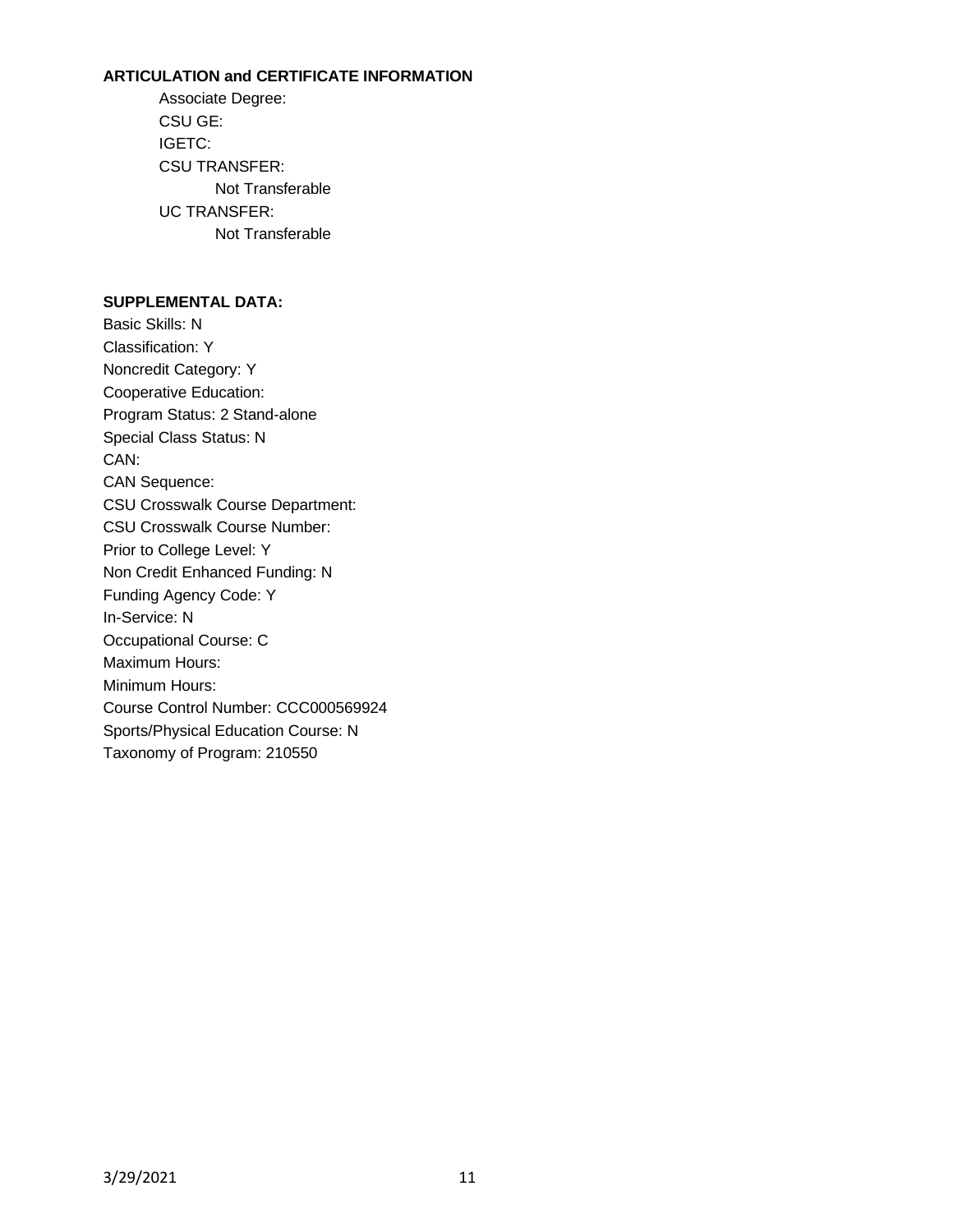**ARTICULATION and CERTIFICATE INFORMATION**

Associate Degree:
CSU GE:
IGETC:
CSU TRANSFER:
Not Transferable
UC TRANSFER:
Not Transferable

**SUPPLEMENTAL DATA:**

Basic Skills: N
Classification: Y
Noncredit Category: Y
Cooperative Education:
Program Status: 2 Stand-alone
Special Class Status: N
CAN:
CAN Sequence:
CSU Crosswalk Course Department:
CSU Crosswalk Course Number:
Prior to College Level: Y
Non Credit Enhanced Funding: N
Funding Agency Code: Y
In-Service: N
Occupational Course: C
Maximum Hours:
Minimum Hours:
Course Control Number: CCC000569924
Sports/Physical Education Course: N
Taxonomy of Program: 210550